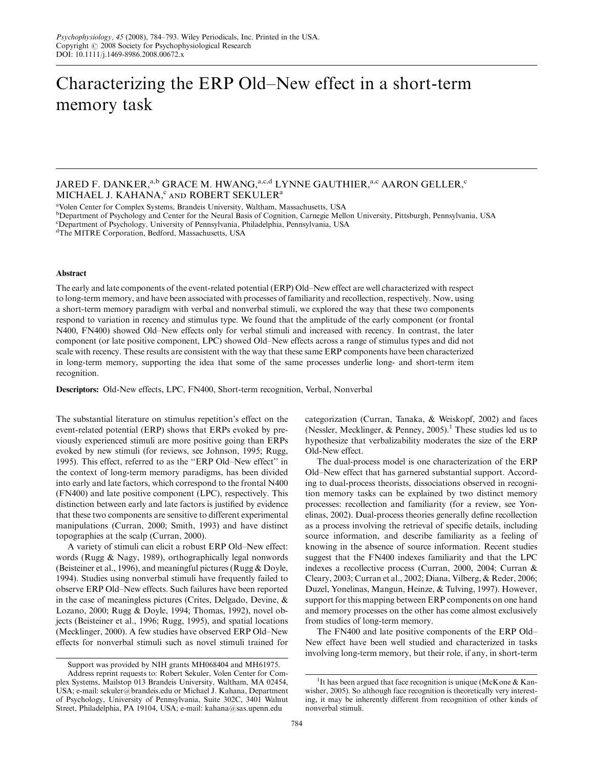# Characterizing the ERP Old–New effect in a short-term memory task

JARED F. DANKER,[a,b] GRACE M. HWANG,[a,c,d] LYNNE GAUTHIER,[a,c] AARON GELLER,[c] MICHAEL J. KAHANA,[c] AND ROBERT SEKULER[a]

[a]Volen Center for Complex Systems, Brandeis University, Waltham, Massachusetts, USA
[b]Department of Psychology and Center for the Neural Basis of Cognition, Carnegie Mellon University, Pittsburgh, Pennsylvania, USA
[c]Department of Psychology, University of Pennsylvania, Philadelphia, Pennsylvania, USA
[d]The MITRE Corporation, Bedford, Massachusetts, USA

## Abstract

The early and late components of the event-related potential (ERP) Old–New effect are well characterized with respect to long-term memory, and have been associated with processes of familiarity and recollection, respectively. Now, using a short-term memory paradigm with verbal and nonverbal stimuli, we explored the way that these two components respond to variation in recency and stimulus type. We found that the amplitude of the early component (or frontal N400, FN400) showed Old–New effects only for verbal stimuli and increased with recency. In contrast, the later component (or late positive component, LPC) showed Old–New effects across a range of stimulus types and did not scale with recency. These results are consistent with the way that these same ERP components have been characterized in long-term memory, supporting the idea that some of the same processes underlie long- and short-term item recognition.

**Descriptors:** Old-New effects, LPC, FN400, Short-term recognition, Verbal, Nonverbal

The substantial literature on stimulus repetition's effect on the event-related potential (ERP) shows that ERPs evoked by previously experienced stimuli are more positive going than ERPs evoked by new stimuli (for reviews, see Johnson, 1995; Rugg, 1995). This effect, referred to as the "ERP Old–New effect" in the context of long-term memory paradigms, has been divided into early and late factors, which correspond to the frontal N400 (FN400) and late positive component (LPC), respectively. This distinction between early and late factors is justified by evidence that these two components are sensitive to different experimental manipulations (Curran, 2000; Smith, 1993) and have distinct topographies at the scalp (Curran, 2000).

A variety of stimuli can elicit a robust ERP Old–New effect: words (Rugg & Nagy, 1989), orthographically legal nonwords (Beisteiner et al., 1996), and meaningful pictures (Rugg & Doyle, 1994). Studies using nonverbal stimuli have frequently failed to observe ERP Old–New effects. Such failures have been reported in the case of meaningless pictures (Crites, Delgado, Devine, & Lozano, 2000; Rugg & Doyle, 1994; Thomas, 1992), novel objects (Beisteiner et al., 1996; Rugg, 1995), and spatial locations (Mecklinger, 2000). A few studies have observed ERP Old–New effects for nonverbal stimuli such as novel stimuli trained for categorization (Curran, Tanaka, & Weiskopf, 2002) and faces (Nessler, Mecklinger, & Penney, 2005).[1] These studies led us to hypothesize that verbalizability moderates the size of the ERP Old-New effect.

The dual-process model is one characterization of the ERP Old–New effect that has garnered substantial support. According to dual-process theorists, dissociations observed in recognition memory tasks can be explained by two distinct memory processes: recollection and familiarity (for a review, see Yonelinas, 2002). Dual-process theories generally define recollection as a process involving the retrieval of specific details, including source information, and describe familiarity as a feeling of knowing in the absence of source information. Recent studies suggest that the FN400 indexes familiarity and that the LPC indexes a recollective process (Curran, 2000, 2004; Curran & Cleary, 2003; Curran et al., 2002; Diana, Vilberg, & Reder, 2006; Duzel, Yonelinas, Mangun, Heinze, & Tulving, 1997). However, support for this mapping between ERP components on one hand and memory processes on the other has come almost exclusively from studies of long-term memory.

The FN400 and late positive components of the ERP Old–New effect have been well studied and characterized in tasks involving long-term memory, but their role, if any, in short-term

Support was provided by NIH grants MH068404 and MH61975.

Address reprint requests to: Robert Sekuler, Volen Center for Complex Systems, Mailstop 013 Brandeis University, Waltham, MA 02454, USA; e-mail: sekuler@brandeis.edu or Michael J. Kahana, Department of Psychology, University of Pennsylvania, Suite 302C, 3401 Walnut Street, Philadelphia, PA 19104, USA; e-mail: kahana@sas.upenn.edu

[1]It has been argued that face recognition is unique (McKone & Kanwisher, 2005). So although face recognition is theoretically very interesting, it may be inherently different from recognition of other kinds of nonverbal stimuli.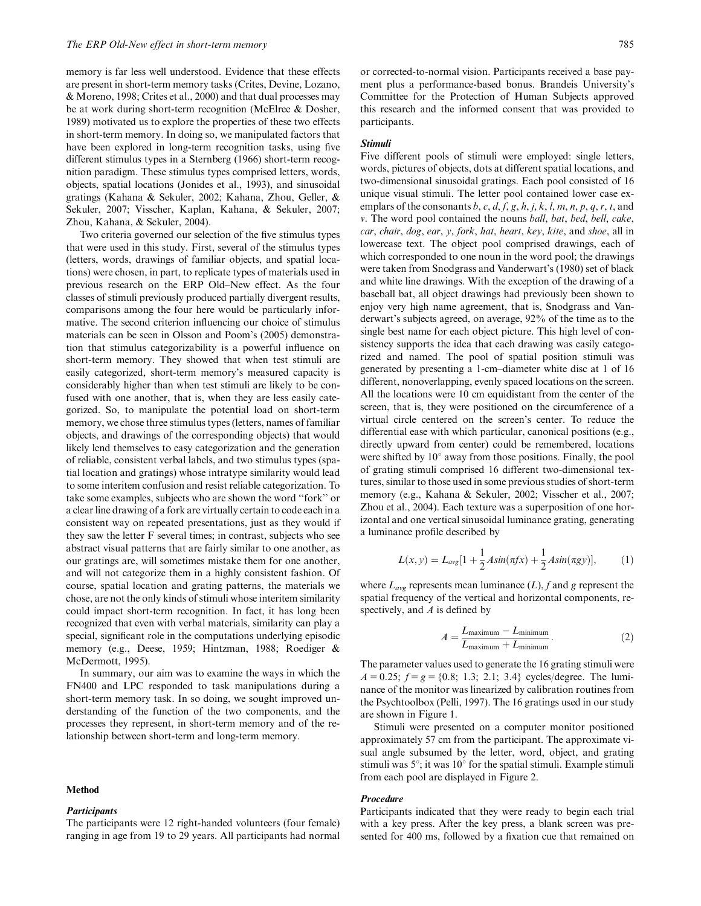memory is far less well understood. Evidence that these effects are present in short-term memory tasks (Crites, Devine, Lozano, & Moreno, 1998; Crites et al., 2000) and that dual processes may be at work during short-term recognition (McElree & Dosher, 1989) motivated us to explore the properties of these two effects in short-term memory. In doing so, we manipulated factors that have been explored in long-term recognition tasks, using five different stimulus types in a Sternberg (1966) short-term recognition paradigm. These stimulus types comprised letters, words, objects, spatial locations (Jonides et al., 1993), and sinusoidal gratings (Kahana & Sekuler, 2002; Kahana, Zhou, Geller, & Sekuler, 2007; Visscher, Kaplan, Kahana, & Sekuler, 2007; Zhou, Kahana, & Sekuler, 2004).

Two criteria governed our selection of the five stimulus types that were used in this study. First, several of the stimulus types (letters, words, drawings of familiar objects, and spatial locations) were chosen, in part, to replicate types of materials used in previous research on the ERP Old–New effect. As the four classes of stimuli previously produced partially divergent results, comparisons among the four here would be particularly informative. The second criterion influencing our choice of stimulus materials can be seen in Olsson and Poom's (2005) demonstration that stimulus categorizability is a powerful influence on short-term memory. They showed that when test stimuli are easily categorized, short-term memory's measured capacity is considerably higher than when test stimuli are likely to be confused with one another, that is, when they are less easily categorized. So, to manipulate the potential load on short-term memory, we chose three stimulus types (letters, names of familiar objects, and drawings of the corresponding objects) that would likely lend themselves to easy categorization and the generation of reliable, consistent verbal labels, and two stimulus types (spatial location and gratings) whose intratype similarity would lead to some interitem confusion and resist reliable categorization. To take some examples, subjects who are shown the word "fork" or a clear line drawing of a fork are virtually certain to code each in a consistent way on repeated presentations, just as they would if they saw the letter F several times; in contrast, subjects who see abstract visual patterns that are fairly similar to one another, as our gratings are, will sometimes mistake them for one another, and will not categorize them in a highly consistent fashion. Of course, spatial location and grating patterns, the materials we chose, are not the only kinds of stimuli whose interitem similarity could impact short-term recognition. In fact, it has long been recognized that even with verbal materials, similarity can play a special, significant role in the computations underlying episodic memory (e.g., Deese, 1959; Hintzman, 1988; Roediger & McDermott, 1995).

In summary, our aim was to examine the ways in which the FN400 and LPC responded to task manipulations during a short-term memory task. In so doing, we sought improved understanding of the function of the two components, and the processes they represent, in short-term memory and of the relationship between short-term and long-term memory.

## Method

### *Participants*

The participants were 12 right-handed volunteers (four female) ranging in age from 19 to 29 years. All participants had normal or corrected-to-normal vision. Participants received a base payment plus a performance-based bonus. Brandeis University's Committee for the Protection of Human Subjects approved this research and the informed consent that was provided to participants.

### *Stimuli*

Five different pools of stimuli were employed: single letters, words, pictures of objects, dots at different spatial locations, and two-dimensional sinusoidal gratings. Each pool consisted of 16 unique visual stimuli. The letter pool contained lower case exemplars of the consonants *b*, *c*, *d*, *f*, *g*, *h*, *j*, *k*, *l*, *m*, *n*, *p*, *q*, *r*, *t*, and *v*. The word pool contained the nouns *ball*, *bat*, *bed*, *bell*, *cake*, *car*, *chair*, *dog*, *ear*, *y*, *fork*, *hat*, *heart*, *key*, *kite*, and *shoe*, all in lowercase text. The object pool comprised drawings, each of which corresponded to one noun in the word pool; the drawings were taken from Snodgrass and Vanderwart's (1980) set of black and white line drawings. With the exception of the drawing of a baseball bat, all object drawings had previously been shown to enjoy very high name agreement, that is, Snodgrass and Vanderwart's subjects agreed, on average, 92% of the time as to the single best name for each object picture. This high level of consistency supports the idea that each drawing was easily categorized and named. The pool of spatial position stimuli was generated by presenting a 1-cm–diameter white disc at 1 of 16 different, nonoverlapping, evenly spaced locations on the screen. All the locations were 10 cm equidistant from the center of the screen, that is, they were positioned on the circumference of a virtual circle centered on the screen's center. To reduce the differential ease with which particular, canonical positions (e.g., directly upward from center) could be remembered, locations were shifted by 10° away from those positions. Finally, the pool of grating stimuli comprised 16 different two-dimensional textures, similar to those used in some previous studies of short-term memory (e.g., Kahana & Sekuler, 2002; Visscher et al., 2007; Zhou et al., 2004). Each texture was a superposition of one horizontal and one vertical sinusoidal luminance grating, generating a luminance profile described by

$$L(x,y) = L_{avg}[1 + \frac{1}{2}A\sin(\pi fx) + \frac{1}{2}A\sin(\pi gy)], \tag{1}$$

where $L_{avg}$ represents mean luminance ($L$), $f$ and $g$ represent the spatial frequency of the vertical and horizontal components, respectively, and $A$ is defined by

$$A = \frac{L_{\text{maximum}} - L_{\text{minimum}}}{L_{\text{maximum}} + L_{\text{minimum}}}. \tag{2}$$

The parameter values used to generate the 16 grating stimuli were $A = 0.25$; $f = g = \{0.8;\ 1.3;\ 2.1;\ 3.4\}$ cycles/degree. The luminance of the monitor was linearized by calibration routines from the Psychtoolbox (Pelli, 1997). The 16 gratings used in our study are shown in Figure 1.

Stimuli were presented on a computer monitor positioned approximately 57 cm from the participant. The approximate visual angle subsumed by the letter, word, object, and grating stimuli was 5°; it was 10° for the spatial stimuli. Example stimuli from each pool are displayed in Figure 2.

### *Procedure*

Participants indicated that they were ready to begin each trial with a key press. After the key press, a blank screen was presented for 400 ms, followed by a fixation cue that remained on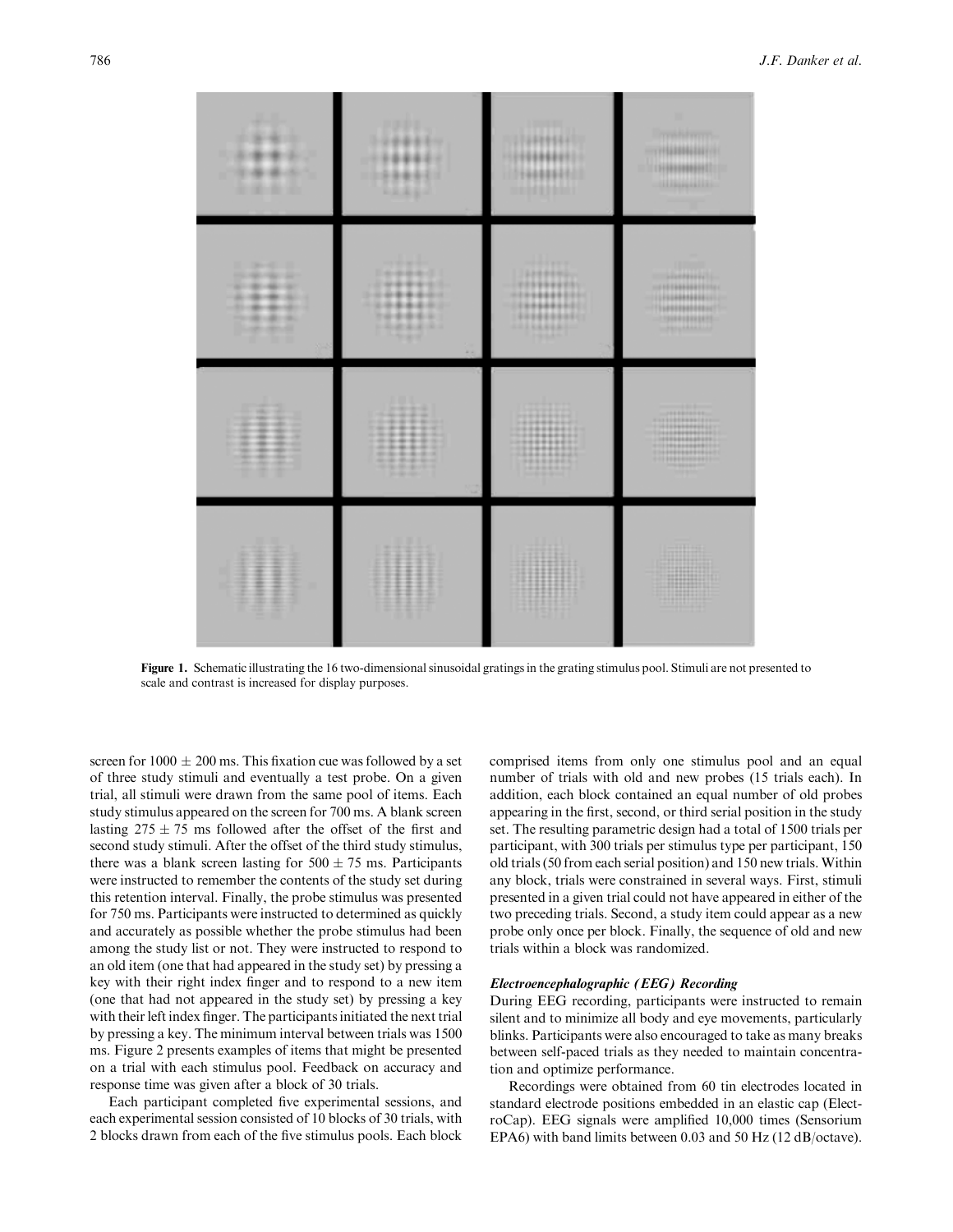Figure 1. Schematic illustrating the 16 two-dimensional sinusoidal gratings in the grating stimulus pool. Stimuli are not presented to scale and contrast is increased for display purposes.

screen for $1000 \pm 200$ ms. This fixation cue was followed by a set of three study stimuli and eventually a test probe. On a given trial, all stimuli were drawn from the same pool of items. Each study stimulus appeared on the screen for 700 ms. A blank screen lasting $275 \pm 75$ ms followed after the offset of the first and second study stimuli. After the offset of the third study stimulus, there was a blank screen lasting for $500 \pm 75$ ms. Participants were instructed to remember the contents of the study set during this retention interval. Finally, the probe stimulus was presented for 750 ms. Participants were instructed to determined as quickly and accurately as possible whether the probe stimulus had been among the study list or not. They were instructed to respond to an old item (one that had appeared in the study set) by pressing a key with their right index finger and to respond to a new item (one that had not appeared in the study set) by pressing a key with their left index finger. The participants initiated the next trial by pressing a key. The minimum interval between trials was 1500 ms. Figure 2 presents examples of items that might be presented on a trial with each stimulus pool. Feedback on accuracy and response time was given after a block of 30 trials.

Each participant completed five experimental sessions, and each experimental session consisted of 10 blocks of 30 trials, with 2 blocks drawn from each of the five stimulus pools. Each block comprised items from only one stimulus pool and an equal number of trials with old and new probes (15 trials each). In addition, each block contained an equal number of old probes appearing in the first, second, or third serial position in the study set. The resulting parametric design had a total of 1500 trials per participant, with 300 trials per stimulus type per participant, 150 old trials (50 from each serial position) and 150 new trials. Within any block, trials were constrained in several ways. First, stimuli presented in a given trial could not have appeared in either of the two preceding trials. Second, a study item could appear as a new probe only once per block. Finally, the sequence of old and new trials within a block was randomized.

### *Electroencephalographic (EEG) Recording*

During EEG recording, participants were instructed to remain silent and to minimize all body and eye movements, particularly blinks. Participants were also encouraged to take as many breaks between self-paced trials as they needed to maintain concentration and optimize performance.

Recordings were obtained from 60 tin electrodes located in standard electrode positions embedded in an elastic cap (ElectroCap). EEG signals were amplified 10,000 times (Sensorium EPA6) with band limits between 0.03 and 50 Hz (12 dB/octave).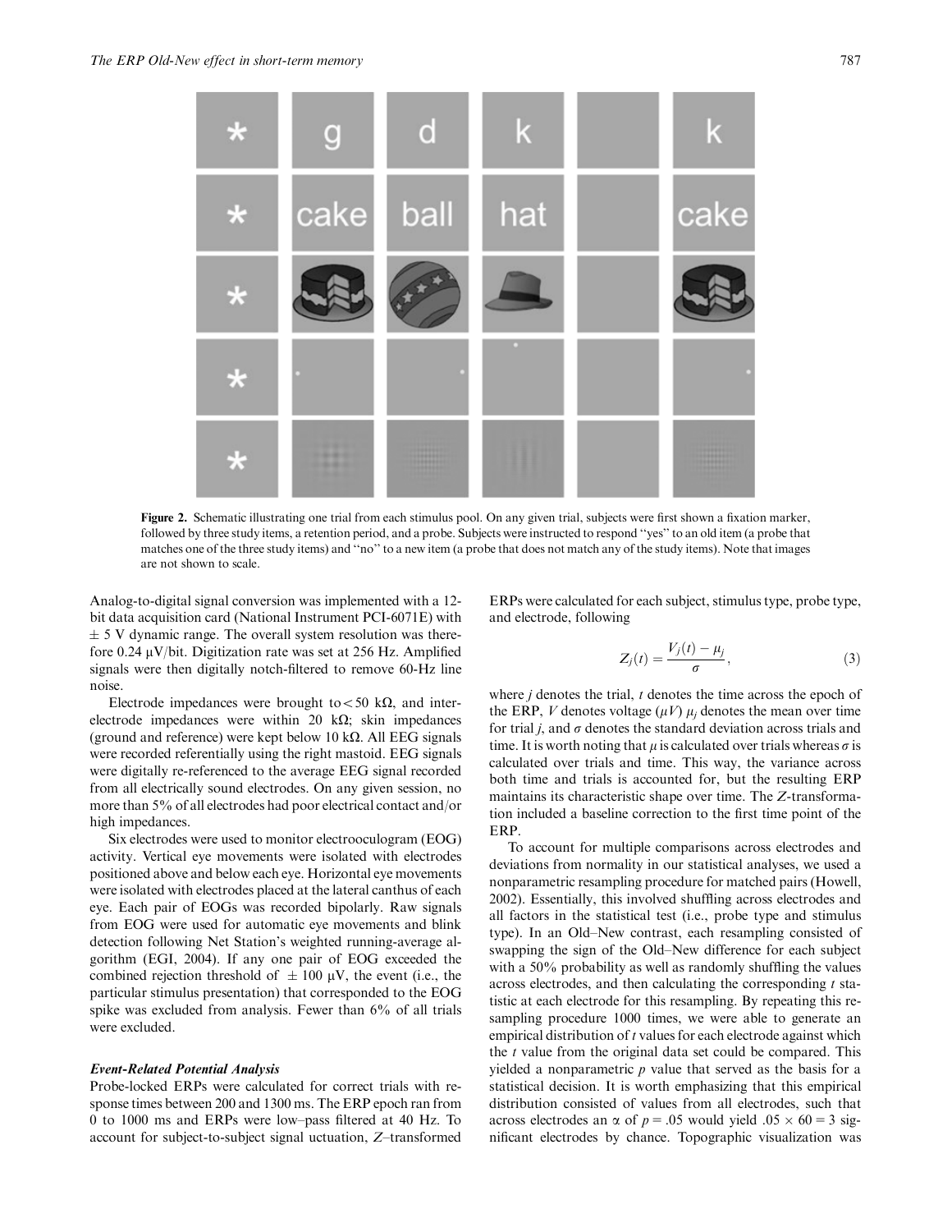**Figure 2.** Schematic illustrating one trial from each stimulus pool. On any given trial, subjects were first shown a fixation marker, followed by three study items, a retention period, and a probe. Subjects were instructed to respond ''yes'' to an old item (a probe that matches one of the three study items) and ''no'' to a new item (a probe that does not match any of the study items). Note that images are not shown to scale.

Analog-to-digital signal conversion was implemented with a 12-bit data acquisition card (National Instrument PCI-6071E) with $\pm$ 5 V dynamic range. The overall system resolution was therefore 0.24 μV/bit. Digitization rate was set at 256 Hz. Amplified signals were then digitally notch-filtered to remove 60-Hz line noise.

Electrode impedances were brought to < 50 kΩ, and inter-electrode impedances were within 20 kΩ; skin impedances (ground and reference) were kept below 10 kΩ. All EEG signals were recorded referentially using the right mastoid. EEG signals were digitally re-referenced to the average EEG signal recorded from all electrically sound electrodes. On any given session, no more than 5% of all electrodes had poor electrical contact and/or high impedances.

Six electrodes were used to monitor electrooculogram (EOG) activity. Vertical eye movements were isolated with electrodes positioned above and below each eye. Horizontal eye movements were isolated with electrodes placed at the lateral canthus of each eye. Each pair of EOGs was recorded bipolarly. Raw signals from EOG were used for automatic eye movements and blink detection following Net Station's weighted running-average algorithm (EGI, 2004). If any one pair of EOG exceeded the combined rejection threshold of $\pm$ 100 μV, the event (i.e., the particular stimulus presentation) that corresponded to the EOG spike was excluded from analysis. Fewer than 6% of all trials were excluded.

### *Event-Related Potential Analysis*

Probe-locked ERPs were calculated for correct trials with response times between 200 and 1300 ms. The ERP epoch ran from 0 to 1000 ms and ERPs were low–pass filtered at 40 Hz. To account for subject-to-subject signal uctuation, Z–transformed ERPs were calculated for each subject, stimulus type, probe type, and electrode, following

$$Z_j(t) = \frac{V_j(t) - \mu_j}{\sigma}, \tag{3}$$

where $j$ denotes the trial, $t$ denotes the time across the epoch of the ERP, $V$ denotes voltage ($\mu V$) $\mu_j$ denotes the mean over time for trial $j$, and $\sigma$ denotes the standard deviation across trials and time. It is worth noting that $\mu$ is calculated over trials whereas $\sigma$ is calculated over trials and time. This way, the variance across both time and trials is accounted for, but the resulting ERP maintains its characteristic shape over time. The $Z$-transformation included a baseline correction to the first time point of the ERP.

To account for multiple comparisons across electrodes and deviations from normality in our statistical analyses, we used a nonparametric resampling procedure for matched pairs (Howell, 2002). Essentially, this involved shuffling across electrodes and all factors in the statistical test (i.e., probe type and stimulus type). In an Old–New contrast, each resampling consisted of swapping the sign of the Old–New difference for each subject with a 50% probability as well as randomly shuffling the values across electrodes, and then calculating the corresponding $t$ statistic at each electrode for this resampling. By repeating this resampling procedure 1000 times, we were able to generate an empirical distribution of $t$ values for each electrode against which the $t$ value from the original data set could be compared. This yielded a nonparametric $p$ value that served as the basis for a statistical decision. It is worth emphasizing that this empirical distribution consisted of values from all electrodes, such that across electrodes an $\alpha$ of $p = .05$ would yield $.05 \times 60 = 3$ significant electrodes by chance. Topographic visualization was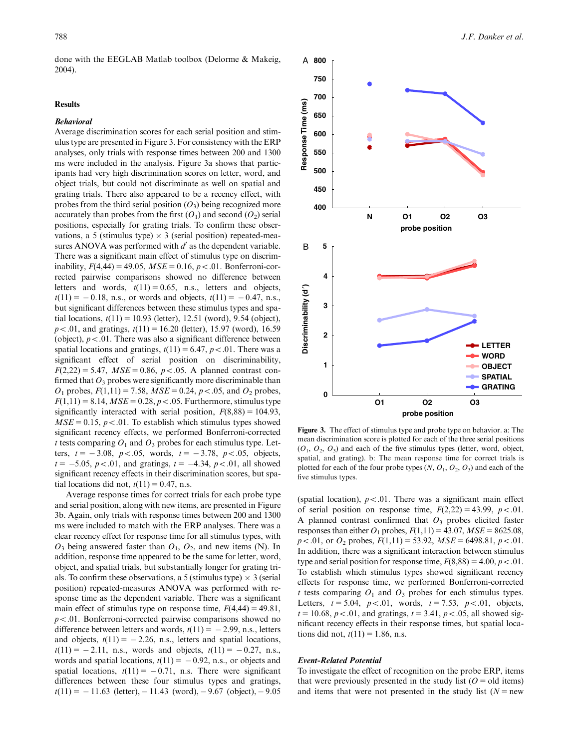done with the EEGLAB Matlab toolbox (Delorme & Makeig, 2004).

## Results

### *Behavioral*

Average discrimination scores for each serial position and stimulus type are presented in Figure 3. For consistency with the ERP analyses, only trials with response times between 200 and 1300 ms were included in the analysis. Figure 3a shows that participants had very high discrimination scores on letter, word, and object trials, but could not discriminate as well on spatial and grating trials. There also appeared to be a recency effect, with probes from the third serial position ($O_3$) being recognized more accurately than probes from the first ($O_1$) and second ($O_2$) serial positions, especially for grating trials. To confirm these observations, a 5 (stimulus type) × 3 (serial position) repeated-measures ANOVA was performed with $d'$ as the dependent variable. There was a significant main effect of stimulus type on discriminability, $F(4,44) = 49.05$, $MSE = 0.16$, $p < .01$. Bonferroni-corrected pairwise comparisons showed no difference between letters and words, $t(11) = 0.65$, n.s., letters and objects, $t(11) = -0.18$, n.s., or words and objects, $t(11) = -0.47$, n.s., but significant differences between these stimulus types and spatial locations, $t(11) = 10.93$ (letter), 12.51 (word), 9.54 (object), $p < .01$, and gratings, $t(11) = 16.20$ (letter), 15.97 (word), 16.59 (object), $p < .01$. There was also a significant difference between spatial locations and gratings, $t(11) = 6.47$, $p < .01$. There was a significant effect of serial position on discriminability, $F(2,22) = 5.47$, $MSE = 0.86$, $p < .05$. A planned contrast confirmed that $O_3$ probes were significantly more discriminable than $O_1$ probes, $F(1,11) = 7.58$, $MSE = 0.24$, $p < .05$, and $O_2$ probes, $F(1,11) = 8.14$, $MSE = 0.28$, $p < .05$. Furthermore, stimulus type significantly interacted with serial position, $F(8,88) = 104.93$, $MSE = 0.15$, $p < .01$. To establish which stimulus types showed significant recency effects, we performed Bonferroni-corrected $t$ tests comparing $O_1$ and $O_3$ probes for each stimulus type. Letters, $t = -3.08$, $p < .05$, words, $t = -3.78$, $p < .05$, objects, $t = -5.05$, $p < .01$, and gratings, $t = -4.34$, $p < .01$, all showed significant recency effects in their discrimination scores, but spatial locations did not, $t(11) = 0.47$, n.s.

Average response times for correct trials for each probe type and serial position, along with new items, are presented in Figure 3b. Again, only trials with response times between 200 and 1300 ms were included to match with the ERP analyses. There was a clear recency effect for response time for all stimulus types, with $O_3$ being answered faster than $O_1$, $O_2$, and new items (N). In addition, response time appeared to be the same for letter, word, object, and spatial trials, but substantially longer for grating trials. To confirm these observations, a 5 (stimulus type) × 3 (serial position) repeated-measures ANOVA was performed with response time as the dependent variable. There was a significant main effect of stimulus type on response time, $F(4,44) = 49.81$, $p < .01$. Bonferroni-corrected pairwise comparisons showed no difference between letters and words, $t(11) = -2.99$, n.s., letters and objects, $t(11) = -2.26$, n.s., letters and spatial locations, $t(11) = -2.11$, n.s., words and objects, $t(11) = -0.27$, n.s., words and spatial locations, $t(11) = -0.92$, n.s., or objects and spatial locations, $t(11) = -0.71$, n.s. There were significant differences between these four stimulus types and gratings, $t(11) = -11.63$ (letter), $-11.43$ (word), $-9.67$ (object), $-9.05$ (spatial location), $p < .01$. There was a significant main effect of serial position on response time, $F(2,22) = 43.99$, $p < .01$. A planned contrast confirmed that $O_3$ probes elicited faster responses than either $O_1$ probes, $F(1,11) = 43.07$, $MSE = 8625.08$, $p < .01$, or $O_2$ probes, $F(1,11) = 53.92$, $MSE = 6498.81$, $p < .01$. In addition, there was a significant interaction between stimulus type and serial position for response time, $F(8,88) = 4.00$, $p < .01$. To establish which stimulus types showed significant recency effects for response time, we performed Bonferroni-corrected $t$ tests comparing $O_1$ and $O_3$ probes for each stimulus types. Letters, $t = 5.04$, $p < .01$, words, $t = 7.53$, $p < .01$, objects, $t = 10.68$, $p < .01$, and gratings, $t = 3.41$, $p < .05$, all showed significant recency effects in their response times, but spatial locations did not, $t(11) = 1.86$, n.s.

**Figure 3.** The effect of stimulus type and probe type on behavior. a: The mean discrimination score is plotted for each of the three serial positions ($O_1$, $O_2$, $O_3$) and each of the five stimulus types (letter, word, object, spatial, and grating). b: The mean response time for correct trials is plotted for each of the four probe types ($N$, $O_1$, $O_2$, $O_3$) and each of the five stimulus types.

### *Event-Related Potential*

To investigate the effect of recognition on the probe ERP, items that were previously presented in the study list ($O$ = old items) and items that were not presented in the study list ($N$ = new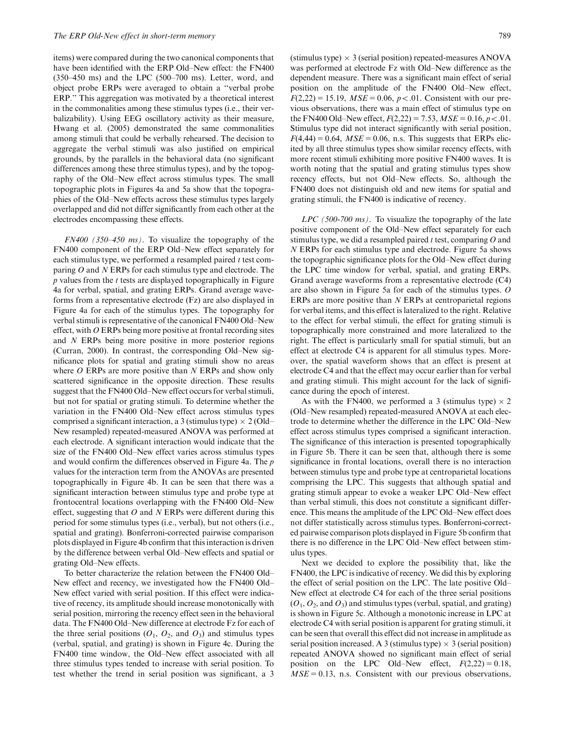items) were compared during the two canonical components that have been identified with the ERP Old–New effect: the FN400 (350–450 ms) and the LPC (500–700 ms). Letter, word, and object probe ERPs were averaged to obtain a "verbal probe ERP." This aggregation was motivated by a theoretical interest in the commonalities among these stimulus types (i.e., their verbalizability). Using EEG oscillatory activity as their measure, Hwang et al. (2005) demonstrated the same commonalities among stimuli that could be verbally rehearsed. The decision to aggregate the verbal stimuli was also justified on empirical grounds, by the parallels in the behavioral data (no significant differences among these three stimulus types), and by the topography of the Old–New effect across stimulus types. The small topographic plots in Figures 4a and 5a show that the topographies of the Old–New effects across these stimulus types largely overlapped and did not differ significantly from each other at the electrodes encompassing these effects.

*FN400 (350–450 ms).* To visualize the topography of the FN400 component of the ERP Old–New effect separately for each stimulus type, we performed a resampled paired $t$ test comparing $O$ and $N$ ERPs for each stimulus type and electrode. The $p$ values from the $t$ tests are displayed topographically in Figure 4a for verbal, spatial, and grating ERPs. Grand average waveforms from a representative electrode (Fz) are also displayed in Figure 4a for each of the stimulus types. The topography for verbal stimuli is representative of the canonical FN400 Old–New effect, with $O$ ERPs being more positive at frontal recording sites and $N$ ERPs being more positive in more posterior regions (Curran, 2000). In contrast, the corresponding Old–New significance plots for spatial and grating stimuli show no areas where $O$ ERPs are more positive than $N$ ERPs and show only scattered significance in the opposite direction. These results suggest that the FN400 Old–New effect occurs for verbal stimuli, but not for spatial or grating stimuli. To determine whether the variation in the FN400 Old–New effect across stimulus types comprised a significant interaction, a 3 (stimulus type) × 2 (Old–New resampled) repeated-measured ANOVA was performed at each electrode. A significant interaction would indicate that the size of the FN400 Old–New effect varies across stimulus types and would confirm the differences observed in Figure 4a. The $p$ values for the interaction term from the ANOVAs are presented topographically in Figure 4b. It can be seen that there was a significant interaction between stimulus type and probe type at frontocentral locations overlapping with the FN400 Old–New effect, suggesting that $O$ and $N$ ERPs were different during this period for some stimulus types (i.e., verbal), but not others (i.e., spatial and grating). Bonferroni-corrected pairwise comparison plots displayed in Figure 4b confirm that this interaction is driven by the difference between verbal Old–New effects and spatial or grating Old–New effects.

To better characterize the relation between the FN400 Old–New effect and recency, we investigated how the FN400 Old–New effect varied with serial position. If this effect were indicative of recency, its amplitude should increase monotonically with serial position, mirroring the recency effect seen in the behavioral data. The FN400 Old–New difference at electrode Fz for each of the three serial positions ($O_1$, $O_2$, and $O_3$) and stimulus types (verbal, spatial, and grating) is shown in Figure 4c. During the FN400 time window, the Old–New effect associated with all three stimulus types tended to increase with serial position. To test whether the trend in serial position was significant, a 3 (stimulus type) × 3 (serial position) repeated-measures ANOVA was performed at electrode Fz with Old–New difference as the dependent measure. There was a significant main effect of serial position on the amplitude of the FN400 Old–New effect, $F(2,22) = 15.19$, $MSE = 0.06$, $p < .01$. Consistent with our previous observations, there was a main effect of stimulus type on the FN400 Old–New effect, $F(2,22) = 7.53$, $MSE = 0.16$, $p < .01$. Stimulus type did not interact significantly with serial position, $F(4,44) = 0.64$, $MSE = 0.06$, n.s. This suggests that ERPs elicited by all three stimulus types show similar recency effects, with more recent stimuli exhibiting more positive FN400 waves. It is worth noting that the spatial and grating stimulus types show recency effects, but not Old–New effects. So, although the FN400 does not distinguish old and new items for spatial and grating stimuli, the FN400 is indicative of recency.

*LPC (500-700 ms).* To visualize the topography of the late positive component of the Old–New effect separately for each stimulus type, we did a resampled paired $t$ test, comparing $O$ and $N$ ERPs for each stimulus type and electrode. Figure 5a shows the topographic significance plots for the Old–New effect during the LPC time window for verbal, spatial, and grating ERPs. Grand average waveforms from a representative electrode (C4) are also shown in Figure 5a for each of the stimulus types. $O$ ERPs are more positive than $N$ ERPs at centroparietal regions for verbal items, and this effect is lateralized to the right. Relative to the effect for verbal stimuli, the effect for grating stimuli is topographically more constrained and more lateralized to the right. The effect is particularly small for spatial stimuli, but an effect at electrode C4 is apparent for all stimulus types. Moreover, the spatial waveform shows that an effect is present at electrode C4 and that the effect may occur earlier than for verbal and grating stimuli. This might account for the lack of significance during the epoch of interest.

As with the FN400, we performed a 3 (stimulus type) × 2 (Old–New resampled) repeated-measured ANOVA at each electrode to determine whether the difference in the LPC Old–New effect across stimulus types comprised a significant interaction. The significance of this interaction is presented topographically in Figure 5b. There it can be seen that, although there is some significance in frontal locations, overall there is no interaction between stimulus type and probe type at centroparietal locations comprising the LPC. This suggests that although spatial and grating stimuli appear to evoke a weaker LPC Old–New effect than verbal stimuli, this does not constitute a significant difference. This means the amplitude of the LPC Old–New effect does not differ statistically across stimulus types. Bonferroni-corrected pairwise comparison plots displayed in Figure 5b confirm that there is no difference in the LPC Old–New effect between stimulus types.

Next we decided to explore the possibility that, like the FN400, the LPC is indicative of recency. We did this by exploring the effect of serial position on the LPC. The late positive Old–New effect at electrode C4 for each of the three serial positions ($O_1$, $O_2$, and $O_3$) and stimulus types (verbal, spatial, and grating) is shown in Figure 5c. Although a monotonic increase in LPC at electrode C4 with serial position is apparent for grating stimuli, it can be seen that overall this effect did not increase in amplitude as serial position increased. A 3 (stimulus type) × 3 (serial position) repeated ANOVA showed no significant main effect of serial position on the LPC Old–New effect, $F(2,22) = 0.18$, $MSE = 0.13$, n.s. Consistent with our previous observations,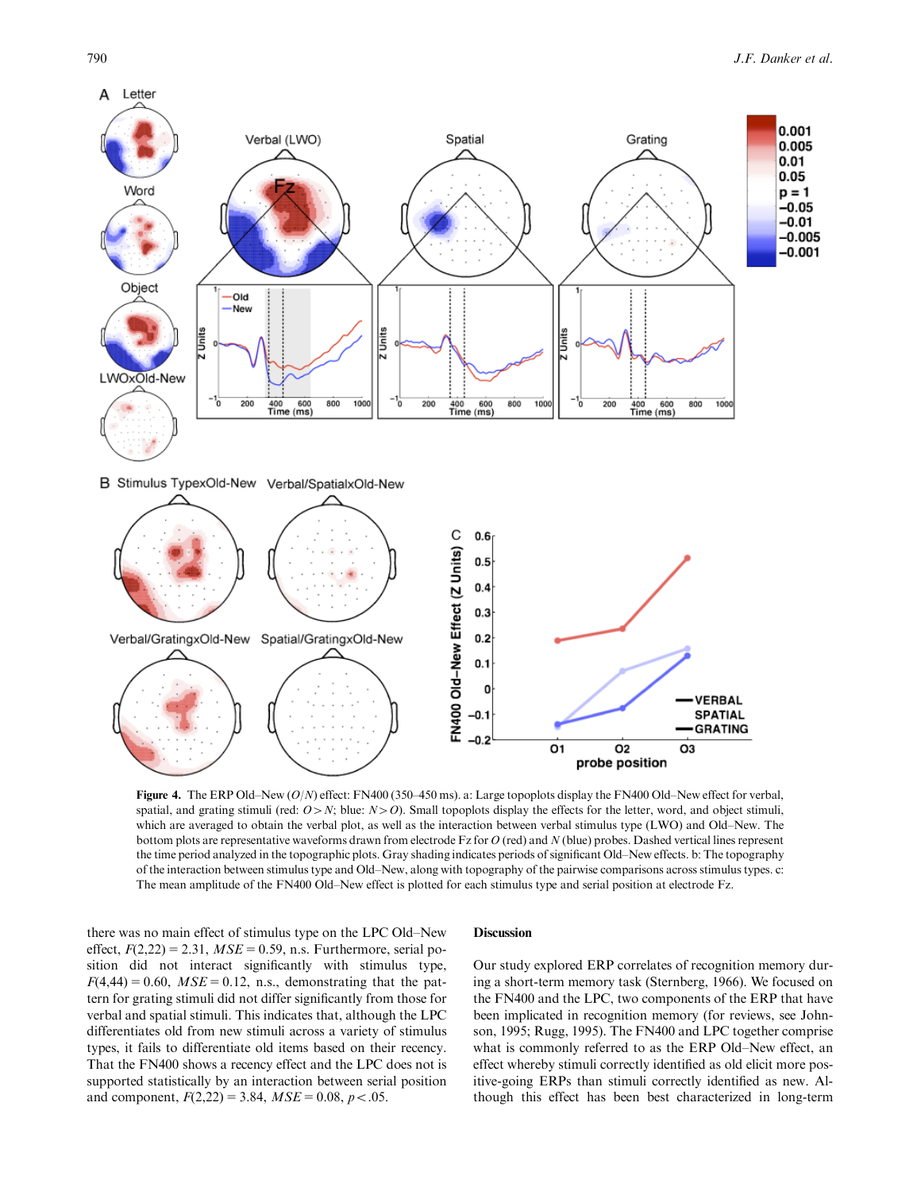**Figure 4.** The ERP Old–New ($O/N$) effect: FN400 (350–450 ms). a: Large topoplots display the FN400 Old–New effect for verbal, spatial, and grating stimuli (red: $O > N$; blue: $N > O$). Small topoplots display the effects for the letter, word, and object stimuli, which are averaged to obtain the verbal plot, as well as the interaction between verbal stimulus type (LWO) and Old–New. The bottom plots are representative waveforms drawn from electrode Fz for $O$ (red) and $N$ (blue) probes. Dashed vertical lines represent the time period analyzed in the topographic plots. Gray shading indicates periods of significant Old–New effects. b: The topography of the interaction between stimulus type and Old–New, along with topography of the pairwise comparisons across stimulus types. c: The mean amplitude of the FN400 Old–New effect is plotted for each stimulus type and serial position at electrode Fz.

there was no main effect of stimulus type on the LPC Old–New effect, $F(2,22) = 2.31$, $MSE = 0.59$, n.s. Furthermore, serial position did not interact significantly with stimulus type, $F(4,44) = 0.60$, $MSE = 0.12$, n.s., demonstrating that the pattern for grating stimuli did not differ significantly from those for verbal and spatial stimuli. This indicates that, although the LPC differentiates old from new stimuli across a variety of stimulus types, it fails to differentiate old items based on their recency. That the FN400 shows a recency effect and the LPC does not is supported statistically by an interaction between serial position and component, $F(2,22) = 3.84$, $MSE = 0.08$, $p < .05$.

## Discussion

Our study explored ERP correlates of recognition memory during a short-term memory task (Sternberg, 1966). We focused on the FN400 and the LPC, two components of the ERP that have been implicated in recognition memory (for reviews, see Johnson, 1995; Rugg, 1995). The FN400 and LPC together comprise what is commonly referred to as the ERP Old–New effect, an effect whereby stimuli correctly identified as old elicit more positive-going ERPs than stimuli correctly identified as new. Although this effect has been best characterized in long-term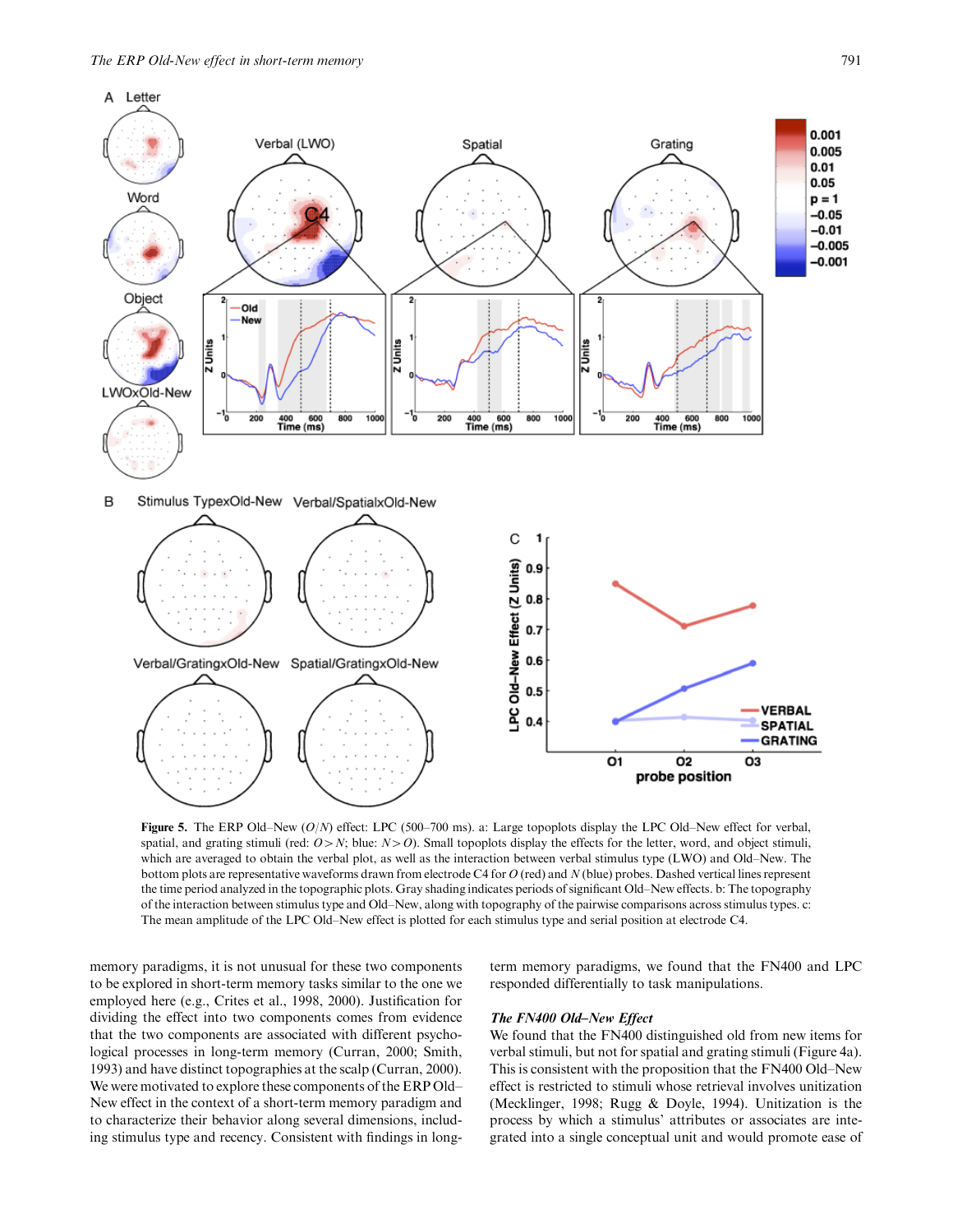**Figure 5.** The ERP Old–New ($O/N$) effect: LPC (500–700 ms). a: Large topoplots display the LPC Old–New effect for verbal, spatial, and grating stimuli (red: $O > N$; blue: $N > O$). Small topoplots display the effects for the letter, word, and object stimuli, which are averaged to obtain the verbal plot, as well as the interaction between verbal stimulus type (LWO) and Old–New. The bottom plots are representative waveforms drawn from electrode C4 for $O$ (red) and $N$ (blue) probes. Dashed vertical lines represent the time period analyzed in the topographic plots. Gray shading indicates periods of significant Old–New effects. b: The topography of the interaction between stimulus type and Old–New, along with topography of the pairwise comparisons across stimulus types. c: The mean amplitude of the LPC Old–New effect is plotted for each stimulus type and serial position at electrode C4.

memory paradigms, it is not unusual for these two components to be explored in short-term memory tasks similar to the one we employed here (e.g., Crites et al., 1998, 2000). Justification for dividing the effect into two components comes from evidence that the two components are associated with different psychological processes in long-term memory (Curran, 2000; Smith, 1993) and have distinct topographies at the scalp (Curran, 2000). We were motivated to explore these components of the ERP Old–New effect in the context of a short-term memory paradigm and to characterize their behavior along several dimensions, including stimulus type and recency. Consistent with findings in long-term memory paradigms, we found that the FN400 and LPC responded differentially to task manipulations.

### *The FN400 Old–New Effect*

We found that the FN400 distinguished old from new items for verbal stimuli, but not for spatial and grating stimuli (Figure 4a). This is consistent with the proposition that the FN400 Old–New effect is restricted to stimuli whose retrieval involves unitization (Mecklinger, 1998; Rugg & Doyle, 1994). Unitization is the process by which a stimulus' attributes or associates are integrated into a single conceptual unit and would promote ease of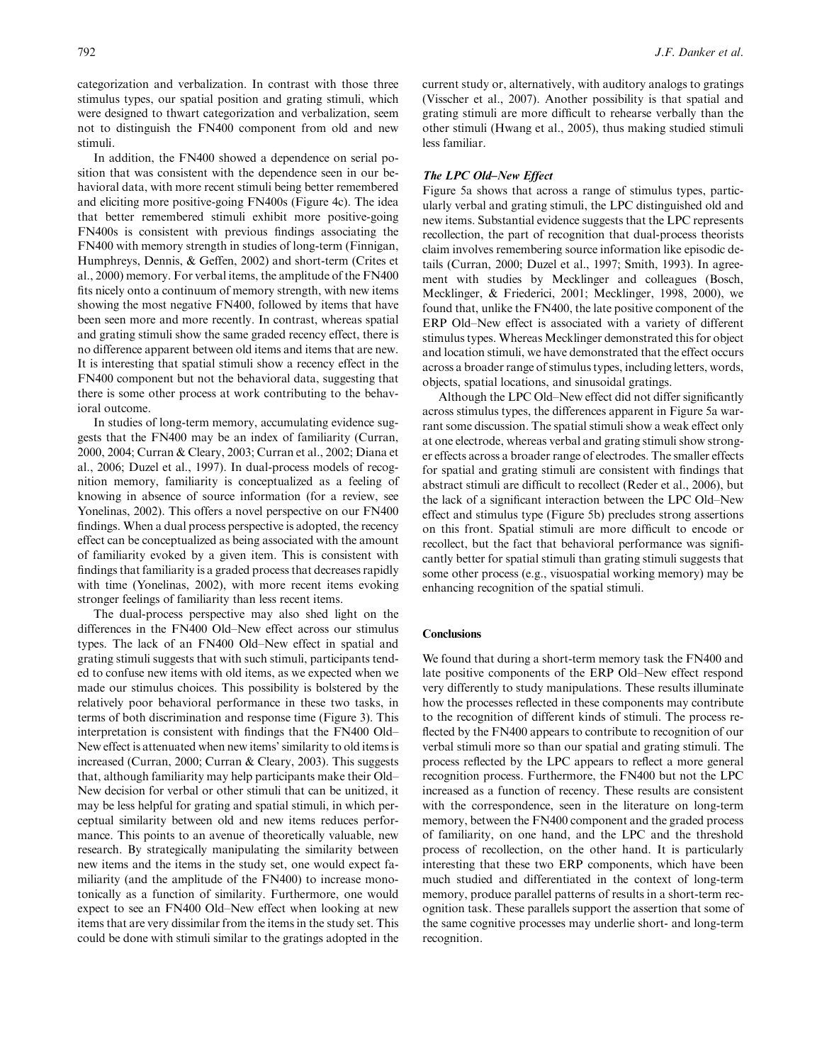categorization and verbalization. In contrast with those three stimulus types, our spatial position and grating stimuli, which were designed to thwart categorization and verbalization, seem not to distinguish the FN400 component from old and new stimuli.

In addition, the FN400 showed a dependence on serial position that was consistent with the dependence seen in our behavioral data, with more recent stimuli being better remembered and eliciting more positive-going FN400s (Figure 4c). The idea that better remembered stimuli exhibit more positive-going FN400s is consistent with previous findings associating the FN400 with memory strength in studies of long-term (Finnigan, Humphreys, Dennis, & Geffen, 2002) and short-term (Crites et al., 2000) memory. For verbal items, the amplitude of the FN400 fits nicely onto a continuum of memory strength, with new items showing the most negative FN400, followed by items that have been seen more and more recently. In contrast, whereas spatial and grating stimuli show the same graded recency effect, there is no difference apparent between old items and items that are new. It is interesting that spatial stimuli show a recency effect in the FN400 component but not the behavioral data, suggesting that there is some other process at work contributing to the behavioral outcome.

In studies of long-term memory, accumulating evidence suggests that the FN400 may be an index of familiarity (Curran, 2000, 2004; Curran & Cleary, 2003; Curran et al., 2002; Diana et al., 2006; Duzel et al., 1997). In dual-process models of recognition memory, familiarity is conceptualized as a feeling of knowing in absence of source information (for a review, see Yonelinas, 2002). This offers a novel perspective on our FN400 findings. When a dual process perspective is adopted, the recency effect can be conceptualized as being associated with the amount of familiarity evoked by a given item. This is consistent with findings that familiarity is a graded process that decreases rapidly with time (Yonelinas, 2002), with more recent items evoking stronger feelings of familiarity than less recent items.

The dual-process perspective may also shed light on the differences in the FN400 Old–New effect across our stimulus types. The lack of an FN400 Old–New effect in spatial and grating stimuli suggests that with such stimuli, participants tended to confuse new items with old items, as we expected when we made our stimulus choices. This possibility is bolstered by the relatively poor behavioral performance in these two tasks, in terms of both discrimination and response time (Figure 3). This interpretation is consistent with findings that the FN400 Old–New effect is attenuated when new items' similarity to old items is increased (Curran, 2000; Curran & Cleary, 2003). This suggests that, although familiarity may help participants make their Old–New decision for verbal or other stimuli that can be unitized, it may be less helpful for grating and spatial stimuli, in which perceptual similarity between old and new items reduces performance. This points to an avenue of theoretically valuable, new research. By strategically manipulating the similarity between new items and the items in the study set, one would expect familiarity (and the amplitude of the FN400) to increase monotonically as a function of similarity. Furthermore, one would expect to see an FN400 Old–New effect when looking at new items that are very dissimilar from the items in the study set. This could be done with stimuli similar to the gratings adopted in the current study or, alternatively, with auditory analogs to gratings (Visscher et al., 2007). Another possibility is that spatial and grating stimuli are more difficult to rehearse verbally than the other stimuli (Hwang et al., 2005), thus making studied stimuli less familiar.

### *The LPC Old–New Effect*

Figure 5a shows that across a range of stimulus types, particularly verbal and grating stimuli, the LPC distinguished old and new items. Substantial evidence suggests that the LPC represents recollection, the part of recognition that dual-process theorists claim involves remembering source information like episodic details (Curran, 2000; Duzel et al., 1997; Smith, 1993). In agreement with studies by Mecklinger and colleagues (Bosch, Mecklinger, & Friederici, 2001; Mecklinger, 1998, 2000), we found that, unlike the FN400, the late positive component of the ERP Old–New effect is associated with a variety of different stimulus types. Whereas Mecklinger demonstrated this for object and location stimuli, we have demonstrated that the effect occurs across a broader range of stimulus types, including letters, words, objects, spatial locations, and sinusoidal gratings.

Although the LPC Old–New effect did not differ significantly across stimulus types, the differences apparent in Figure 5a warrant some discussion. The spatial stimuli show a weak effect only at one electrode, whereas verbal and grating stimuli show stronger effects across a broader range of electrodes. The smaller effects for spatial and grating stimuli are consistent with findings that abstract stimuli are difficult to recollect (Reder et al., 2006), but the lack of a significant interaction between the LPC Old–New effect and stimulus type (Figure 5b) precludes strong assertions on this front. Spatial stimuli are more difficult to encode or recollect, but the fact that behavioral performance was significantly better for spatial stimuli than grating stimuli suggests that some other process (e.g., visuospatial working memory) may be enhancing recognition of the spatial stimuli.

## Conclusions

We found that during a short-term memory task the FN400 and late positive components of the ERP Old–New effect respond very differently to study manipulations. These results illuminate how the processes reflected in these components may contribute to the recognition of different kinds of stimuli. The process reflected by the FN400 appears to contribute to recognition of our verbal stimuli more so than our spatial and grating stimuli. The process reflected by the LPC appears to reflect a more general recognition process. Furthermore, the FN400 but not the LPC increased as a function of recency. These results are consistent with the correspondence, seen in the literature on long-term memory, between the FN400 component and the graded process of familiarity, on one hand, and the LPC and the threshold process of recollection, on the other hand. It is particularly interesting that these two ERP components, which have been much studied and differentiated in the context of long-term memory, produce parallel patterns of results in a short-term recognition task. These parallels support the assertion that some of the same cognitive processes may underlie short- and long-term recognition.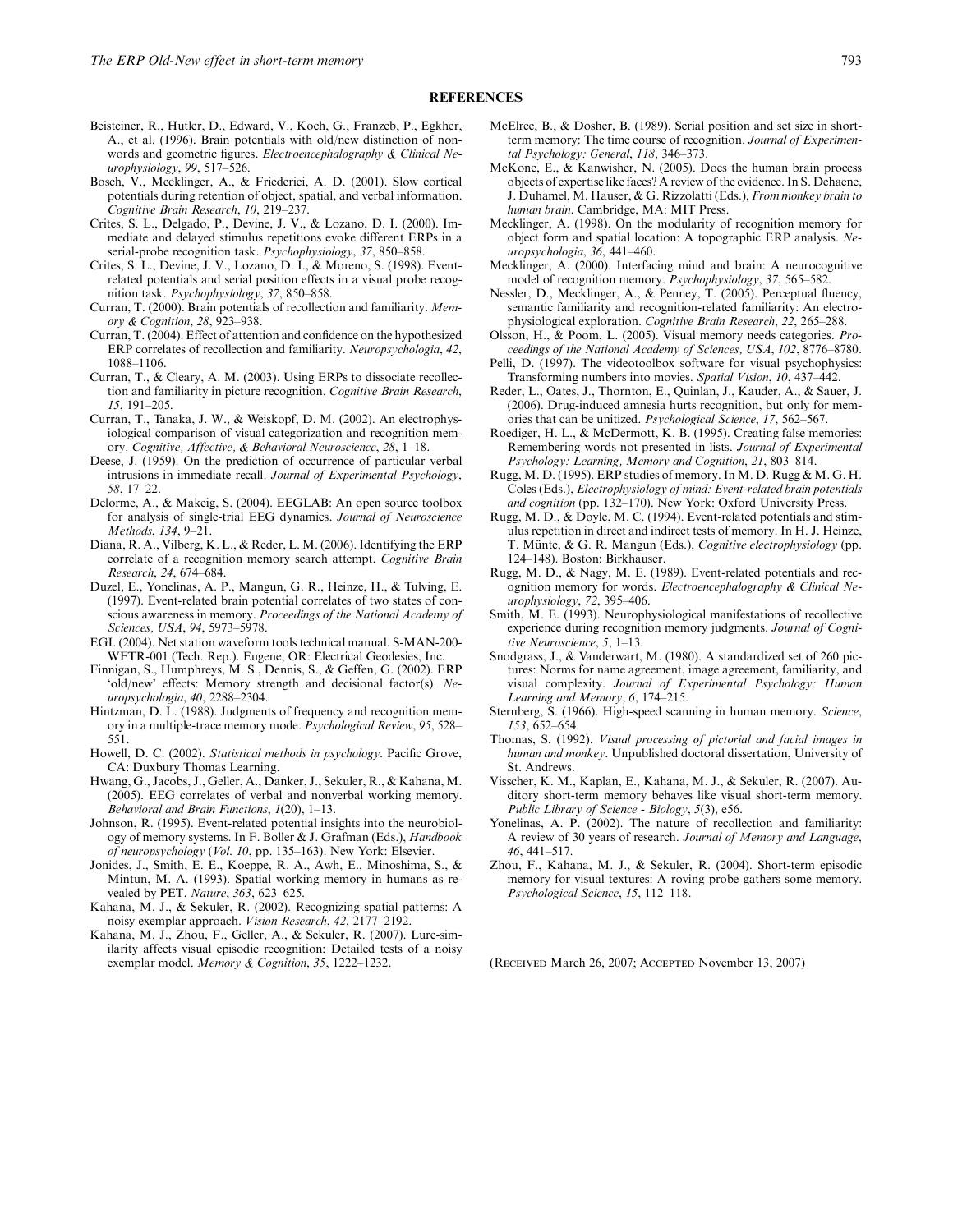## REFERENCES

Beisteiner, R., Hutler, D., Edward, V., Koch, G., Franzeb, P., Egkher, A., et al. (1996). Brain potentials with old/new distinction of nonwords and geometric figures. *Electroencephalography & Clinical Neurophysiology*, *99*, 517–526.

Bosch, V., Mecklinger, A., & Friederici, A. D. (2001). Slow cortical potentials during retention of object, spatial, and verbal information. *Cognitive Brain Research*, *10*, 219–237.

Crites, S. L., Delgado, P., Devine, J. V., & Lozano, D. I. (2000). Immediate and delayed stimulus repetitions evoke different ERPs in a serial-probe recognition task. *Psychophysiology*, *37*, 850–858.

Crites, S. L., Devine, J. V., Lozano, D. I., & Moreno, S. (1998). Event-related potentials and serial position effects in a visual probe recognition task. *Psychophysiology*, *37*, 850–858.

Curran, T. (2000). Brain potentials of recollection and familiarity. *Memory & Cognition*, *28*, 923–938.

Curran, T. (2004). Effect of attention and confidence on the hypothesized ERP correlates of recollection and familiarity. *Neuropsychologia*, *42*, 1088–1106.

Curran, T., & Cleary, A. M. (2003). Using ERPs to dissociate recollection and familiarity in picture recognition. *Cognitive Brain Research*, *15*, 191–205.

Curran, T., Tanaka, J. W., & Weiskopf, D. M. (2002). An electrophysiological comparison of visual categorization and recognition memory. *Cognitive, Affective, & Behavioral Neuroscience*, *28*, 1–18.

Deese, J. (1959). On the prediction of occurrence of particular verbal intrusions in immediate recall. *Journal of Experimental Psychology*, *58*, 17–22.

Delorme, A., & Makeig, S. (2004). EEGLAB: An open source toolbox for analysis of single-trial EEG dynamics. *Journal of Neuroscience Methods*, *134*, 9–21.

Diana, R. A., Vilberg, K. L., & Reder, L. M. (2006). Identifying the ERP correlate of a recognition memory search attempt. *Cognitive Brain Research*, *24*, 674–684.

Duzel, E., Yonelinas, A. P., Mangun, G. R., Heinze, H., & Tulving, E. (1997). Event-related brain potential correlates of two states of conscious awareness in memory. *Proceedings of the National Academy of Sciences, USA*, *94*, 5973–5978.

EGI. (2004). Net station waveform tools technical manual. S-MAN-200-WFTR-001 (Tech. Rep.). Eugene, OR: Electrical Geodesies, Inc.

Finnigan, S., Humphreys, M. S., Dennis, S., & Geffen, G. (2002). ERP 'old/new' effects: Memory strength and decisional factor(s). *Neuropsychologia*, *40*, 2288–2304.

Hintzman, D. L. (1988). Judgments of frequency and recognition memory in a multiple-trace memory mode. *Psychological Review*, *95*, 528–551.

Howell, D. C. (2002). *Statistical methods in psychology*. Pacific Grove, CA: Duxbury Thomas Learning.

Hwang, G., Jacobs, J., Geller, A., Danker, J., Sekuler, R., & Kahana, M. (2005). EEG correlates of verbal and nonverbal working memory. *Behavioral and Brain Functions*, *1*(20), 1–13.

Johnson, R. (1995). Event-related potential insights into the neurobiology of memory systems. In F. Boller & J. Grafman (Eds.), *Handbook of neuropsychology* (*Vol. 10*, pp. 135–163). New York: Elsevier.

Jonides, J., Smith, E. E., Koeppe, R. A., Awh, E., Minoshima, S., & Mintun, M. A. (1993). Spatial working memory in humans as revealed by PET. *Nature*, *363*, 623–625.

Kahana, M. J., & Sekuler, R. (2002). Recognizing spatial patterns: A noisy exemplar approach. *Vision Research*, *42*, 2177–2192.

Kahana, M. J., Zhou, F., Geller, A., & Sekuler, R. (2007). Lure-similarity affects visual episodic recognition: Detailed tests of a noisy exemplar model. *Memory & Cognition*, *35*, 1222–1232.

McElree, B., & Dosher, B. (1989). Serial position and set size in short-term memory: The time course of recognition. *Journal of Experimental Psychology: General*, *118*, 346–373.

McKone, E., & Kanwisher, N. (2005). Does the human brain process objects of expertise like faces? A review of the evidence. In S. Dehaene, J. Duhamel, M. Hauser, & G. Rizzolatti (Eds.), *From monkey brain to human brain*. Cambridge, MA: MIT Press.

Mecklinger, A. (1998). On the modularity of recognition memory for object form and spatial location: A topographic ERP analysis. *Neuropsychologia*, *36*, 441–460.

Mecklinger, A. (2000). Interfacing mind and brain: A neurocognitive model of recognition memory. *Psychophysiology*, *37*, 565–582.

Nessler, D., Mecklinger, A., & Penney, T. (2005). Perceptual fluency, semantic familiarity and recognition-related familiarity: An electrophysiological exploration. *Cognitive Brain Research*, *22*, 265–288.

Olsson, H., & Poom, L. (2005). Visual memory needs categories. *Proceedings of the National Academy of Sciences, USA*, *102*, 8776–8780.

Pelli, D. (1997). The videotoolbox software for visual psychophysics: Transforming numbers into movies. *Spatial Vision*, *10*, 437–442.

Reder, L., Oates, J., Thornton, E., Quinlan, J., Kauder, A., & Sauer, J. (2006). Drug-induced amnesia hurts recognition, but only for memories that can be unitized. *Psychological Science*, *17*, 562–567.

Roediger, H. L., & McDermott, K. B. (1995). Creating false memories: Remembering words not presented in lists. *Journal of Experimental Psychology: Learning, Memory and Cognition*, *21*, 803–814.

Rugg, M. D. (1995). ERP studies of memory. In M. D. Rugg & M. G. H. Coles (Eds.), *Electrophysiology of mind: Event-related brain potentials and cognition* (pp. 132–170). New York: Oxford University Press.

Rugg, M. D., & Doyle, M. C. (1994). Event-related potentials and stimulus repetition in direct and indirect tests of memory. In H. J. Heinze, T. Münte, & G. R. Mangun (Eds.), *Cognitive electrophysiology* (pp. 124–148). Boston: Birkhauser.

Rugg, M. D., & Nagy, M. E. (1989). Event-related potentials and recognition memory for words. *Electroencephalography & Clinical Neurophysiology*, *72*, 395–406.

Smith, M. E. (1993). Neurophysiological manifestations of recollective experience during recognition memory judgments. *Journal of Cognitive Neuroscience*, *5*, 1–13.

Snodgrass, J., & Vanderwart, M. (1980). A standardized set of 260 pictures: Norms for name agreement, image agreement, familiarity, and visual complexity. *Journal of Experimental Psychology: Human Learning and Memory*, *6*, 174–215.

Sternberg, S. (1966). High-speed scanning in human memory. *Science*, *153*, 652–654.

Thomas, S. (1992). *Visual processing of pictorial and facial images in human and monkey*. Unpublished doctoral dissertation, University of St. Andrews.

Visscher, K. M., Kaplan, E., Kahana, M. J., & Sekuler, R. (2007). Auditory short-term memory behaves like visual short-term memory. *Public Library of Science - Biology*, *5*(3), e56.

Yonelinas, A. P. (2002). The nature of recollection and familiarity: A review of 30 years of research. *Journal of Memory and Language*, *46*, 441–517.

Zhou, F., Kahana, M. J., & Sekuler, R. (2004). Short-term episodic memory for visual textures: A roving probe gathers some memory. *Psychological Science*, *15*, 112–118.

(Received March 26, 2007; Accepted November 13, 2007)